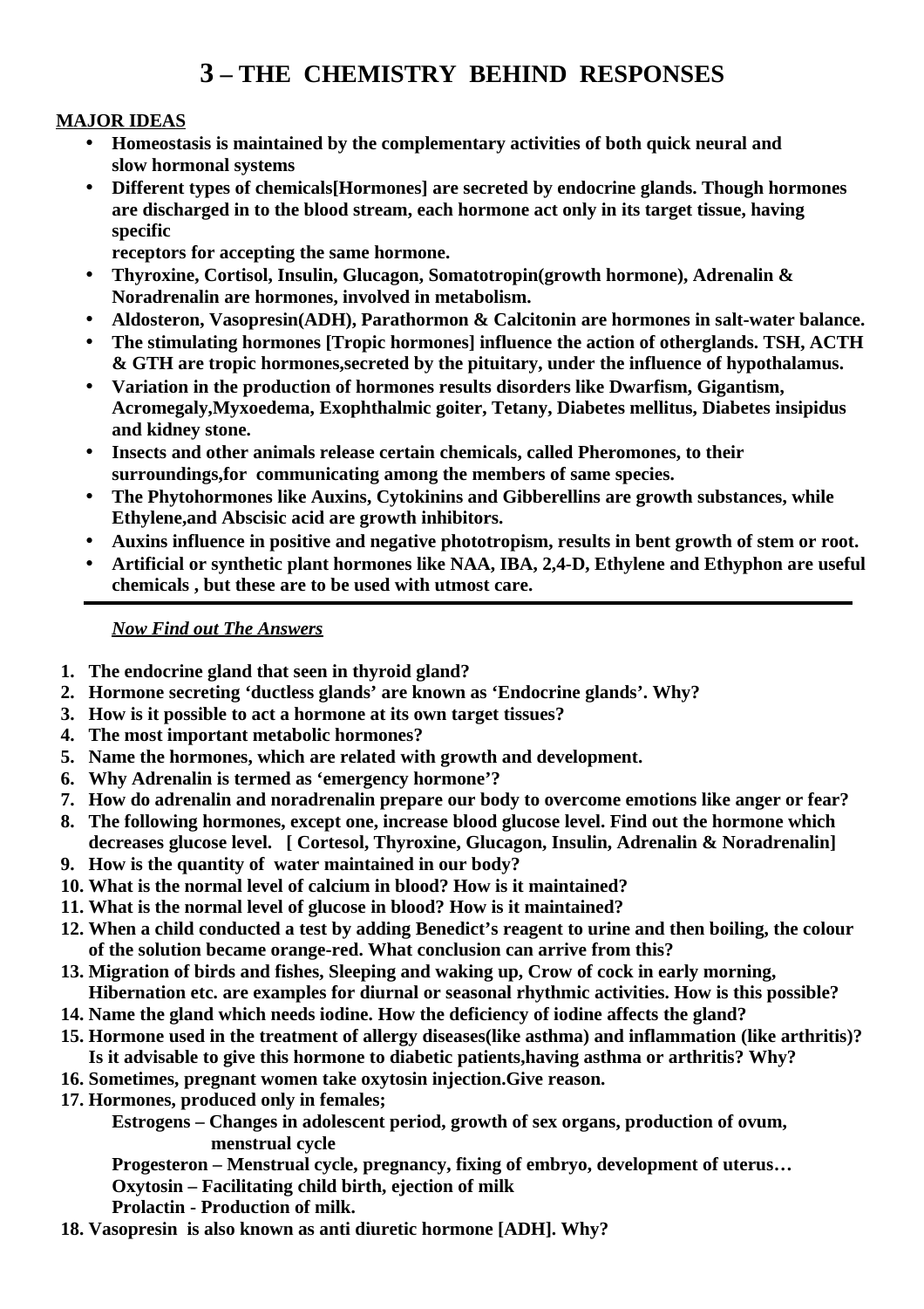# 3 – THE CHEMISTRY BEHIND RESPONSES

**MAJOR IDEAS**

- **Homeostasis is maintained by the complementary activities of both quick neural and slow hormonal systems**
- **Different types of chemicals[Hormones] are secreted by endocrine glands. Though hormones are discharged in to the blood stream, each hormone act only in its target tissue, having specific receptors for accepting the same hormone.**
- **Thyroxine, Cortisol, Insulin, Glucagon, Somatotropin(growth hormone), Adrenalin & Noradrenalin are hormones, involved in metabolism.**
- **Aldosteron, Vasopresin(ADH), Parathormon & Calcitonin are hormones in salt-water balance.**
- **The stimulating hormones [Tropic hormones] influence the action of otherglands. TSH, ACTH & GTH are tropic hormones,secreted by the pituitary, under the influence of hypothalamus.**
- **Variation in the production of hormones results disorders like Dwarfism, Gigantism, Acromegaly,Myxoedema, Exophthalmic goiter, Tetany, Diabetes mellitus, Diabetes insipidus and kidney stone.**
- **Insects and other animals release certain chemicals, called Pheromones, to their surroundings,for communicating among the members of same species.**
- **The Phytohormones like Auxins, Cytokinins and Gibberellins are growth substances, while Ethylene,and Abscisic acid are growth inhibitors.**
- **Auxins influence in positive and negative phototropism, results in bent growth of stem or root.**
- **Artificial or synthetic plant hormones like NAA, IBA, 2,4-D, Ethylene and Ethyphon are useful chemicals , but these are to be used with utmost care.**

---

***Now Find out The Answers***

1. **The endocrine gland that seen in thyroid gland?**
2. **Hormone secreting 'ductless glands' are known as 'Endocrine glands'. Why?**
3. **How is it possible to act a hormone at its own target tissues?**
4. **The most important metabolic hormones?**
5. **Name the hormones, which are related with growth and development.**
6. **Why Adrenalin is termed as 'emergency hormone'?**
7. **How do adrenalin and noradrenalin prepare our body to overcome emotions like anger or fear?**
8. **The following hormones, except one, increase blood glucose level. Find out the hormone which decreases glucose level. [ Cortesol, Thyroxine, Glucagon, Insulin, Adrenalin & Noradrenalin]**
9. **How is the quantity of water maintained in our body?**
10. **What is the normal level of calcium in blood? How is it maintained?**
11. **What is the normal level of glucose in blood? How is it maintained?**
12. **When a child conducted a test by adding Benedict's reagent to urine and then boiling, the colour of the solution became orange-red. What conclusion can arrive from this?**
13. **Migration of birds and fishes, Sleeping and waking up, Crow of cock in early morning, Hibernation etc. are examples for diurnal or seasonal rhythmic activities. How is this possible?**
14. **Name the gland which needs iodine. How the deficiency of iodine affects the gland?**
15. **Hormone used in the treatment of allergy diseases(like asthma) and inflammation (like arthritis)? Is it advisable to give this hormone to diabetic patients,having asthma or arthritis? Why?**
16. **Sometimes, pregnant women take oxytosin injection.Give reason.**
17. **Hormones, produced only in females;**
    **Estrogens – Changes in adolescent period, growth of sex organs, production of ovum, menstrual cycle**
    **Progesteron – Menstrual cycle, pregnancy, fixing of embryo, development of uterus…**
    **Oxytosin – Facilitating child birth, ejection of milk**
    **Prolactin - Production of milk.**
18. **Vasopresin is also known as anti diuretic hormone [ADH]. Why?**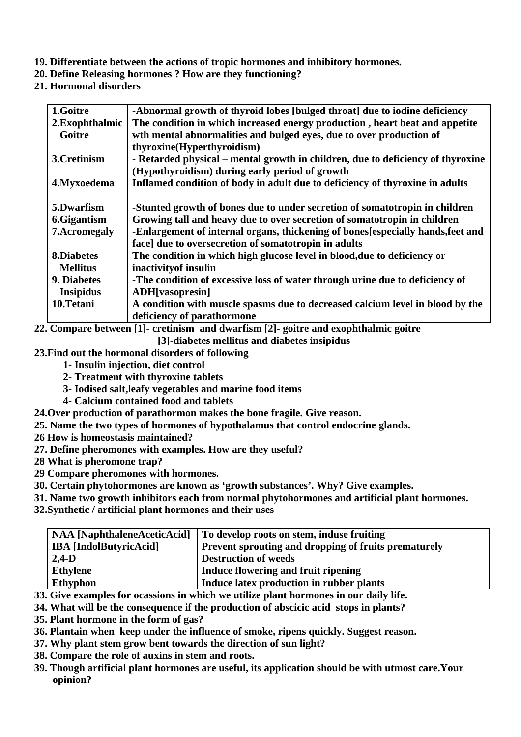**19. Differentiate between the actions of tropic hormones and inhibitory hormones.**

**20. Define Releasing hormones ? How are they functioning?**

**21. Hormonal disorders**

| | |
|---|---|
| **1.Goitre** | **-Abnormal growth of thyroid lobes [bulged throat] due to iodine deficiency** |
| **2.Exophthalmic Goitre** | **The condition in which increased energy production , heart beat and appetite wth mental abnormalities and bulged eyes, due to over production of thyroxine(Hyperthyroidism)** |
| **3.Cretinism** | **- Retarded physical – mental growth in children, due to deficiency of thyroxine (Hypothyroidism) during early period of growth** |
| **4.Myxoedema** | **Inflamed condition of body in adult due to deficiency of thyroxine in adults** |
| **5.Dwarfism** | **-Stunted growth of bones due to under secretion of somatotropin in children** |
| **6.Gigantism** | **Growing tall and heavy due to over secretion of somatotropin in children** |
| **7.Acromegaly** | **-Enlargement of internal organs, thickening of bones[especially hands,feet and face] due to oversecretion of somatotropin in adults** |
| **8.Diabetes Mellitus** | **The condition in which high glucose level in blood,due to deficiency or inactivityof insulin** |
| **9. Diabetes Insipidus** | **-The condition of excessive loss of water through urine due to deficiency of ADH[vasopresin]** |
| **10.Tetani** | **A condition with muscle spasms due to decreased calcium level in blood by the deficiency of parathormone** |

**22. Compare between [1]- cretinism and dwarfism [2]- goitre and exophthalmic goitre [3]-diabetes mellitus and diabetes insipidus**

**23.Find out the hormonal disorders of following**

**1- Insulin injection, diet control**

**2- Treatment with thyroxine tablets**

**3- Iodised salt,leafy vegetables and marine food items**

**4- Calcium contained food and tablets**

**24.Over production of parathormon makes the bone fragile. Give reason.**

**25. Name the two types of hormones of hypothalamus that control endocrine glands.**

**26 How is homeostasis maintained?**

**27. Define pheromones with examples. How are they useful?**

**28 What is pheromone trap?**

**29 Compare pheromones with hormones.**

**30. Certain phytohormones are known as 'growth substances'. Why? Give examples.**

**31. Name two growth inhibitors each from normal phytohormones and artificial plant hormones.**

**32.Synthetic / artificial plant hormones and their uses**

| | |
|---|---|
| **NAA [NaphthaleneAceticAcid]** | **To develop roots on stem, induse fruiting** |
| **IBA [IndolButyricAcid]** | **Prevent sprouting and dropping of fruits prematurely** |
| **2,4-D** | **Destruction of weeds** |
| **Ethylene** | **Induce flowering and fruit ripening** |
| **Ethyphon** | **Induce latex production in rubber plants** |

**33. Give examples for ocassions in which we utilize plant hormones in our daily life.**

**34. What will be the consequence if the production of abscicic acid stops in plants?**

**35. Plant hormone in the form of gas?**

**36. Plantain when keep under the influence of smoke, ripens quickly. Suggest reason.**

**37. Why plant stem grow bent towards the direction of sun light?**

**38. Compare the role of auxins in stem and roots.**

**39. Though artificial plant hormones are useful, its application should be with utmost care.Your opinion?**